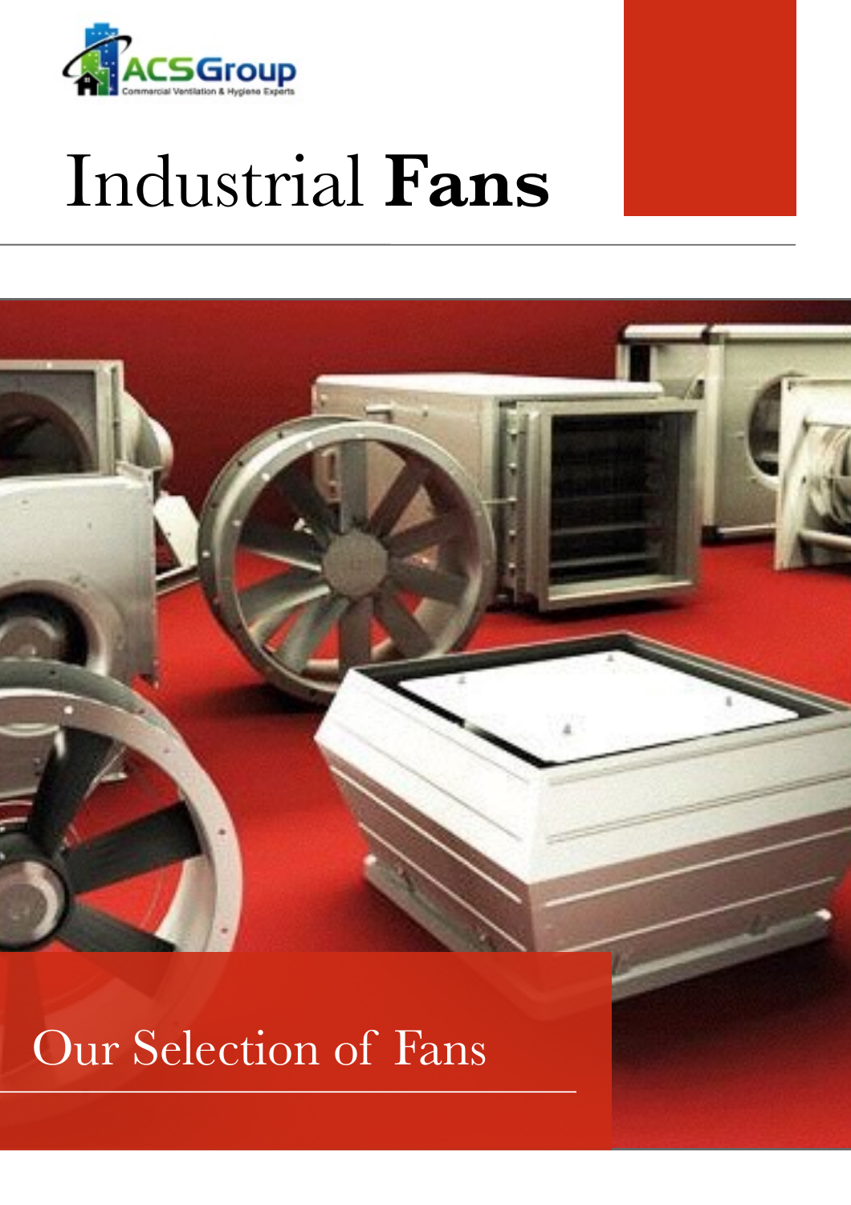ACSGroup

Commercial Ventilation & Hygiene Experts

# Industrial **Fans**

## Our Selection of Fans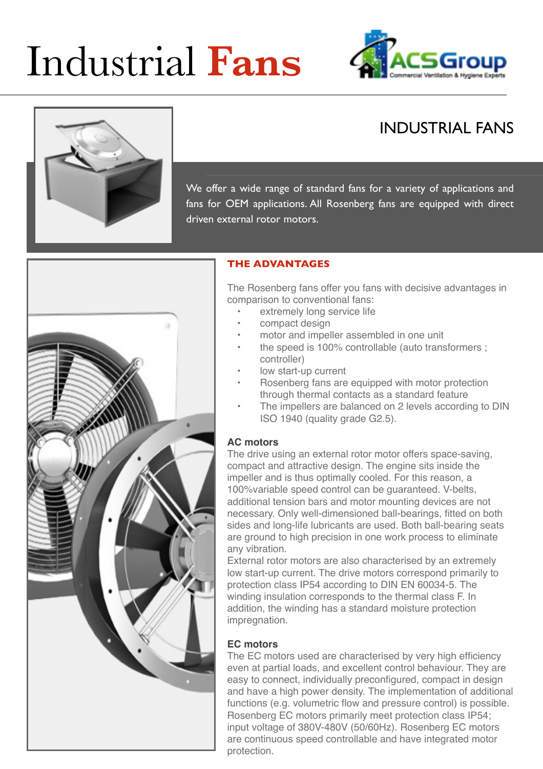# Industrial Fans

## INDUSTRIAL FANS

We offer a wide range of standard fans for a variety of applications and fans for OEM applications. All Rosenberg fans are equipped with direct driven external rotor motors.

### THE ADVANTAGES

The Rosenberg fans offer you fans with decisive advantages in comparison to conventional fans:

- extremely long service life
- compact design
- motor and impeller assembled in one unit
- the speed is 100% controllable (auto transformers ; controller)
- low start-up current
- Rosenberg fans are equipped with motor protection through thermal contacts as a standard feature
- The impellers are balanced on 2 levels according to DIN ISO 1940 (quality grade G2.5).

### AC motors

The drive using an external rotor motor offers space-saving, compact and attractive design. The engine sits inside the impeller and is thus optimally cooled. For this reason, a 100%variable speed control can be guaranteed. V-belts, additional tension bars and motor mounting devices are not necessary. Only well-dimensioned ball-bearings, fitted on both sides and long-life lubricants are used. Both ball-bearing seats are ground to high precision in one work process to eliminate any vibration.

External rotor motors are also characterised by an extremely low start-up current. The drive motors correspond primarily to protection class IP54 according to DIN EN 60034-5. The winding insulation corresponds to the thermal class F. In addition, the winding has a standard moisture protection impregnation.

### EC motors

The EC motors used are characterised by very high efficiency even at partial loads, and excellent control behaviour. They are easy to connect, individually preconfigured, compact in design and have a high power density. The implementation of additional functions (e.g. volumetric flow and pressure control) is possible. Rosenberg EC motors primarily meet protection class IP54; input voltage of 380V-480V (50/60Hz). Rosenberg EC motors are continuous speed controllable and have integrated motor protection.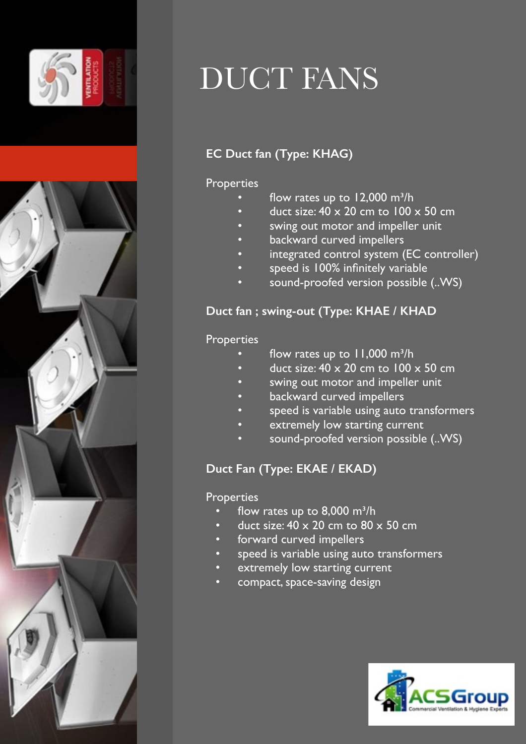# DUCT FANS

## EC Duct fan (Type: KHAG)

Properties

- flow rates up to 12,000 m³/h
- duct size: 40 x 20 cm to 100 x 50 cm
- swing out motor and impeller unit
- backward curved impellers
- integrated control system (EC controller)
- speed is 100% infinitely variable
- sound-proofed version possible (..WS)

## Duct fan ; swing-out (Type: KHAE / KHAD

Properties

- flow rates up to 11,000 m³/h
- duct size: 40 x 20 cm to 100 x 50 cm
- swing out motor and impeller unit
- backward curved impellers
- speed is variable using auto transformers
- extremely low starting current
- sound-proofed version possible (..WS)

## Duct Fan (Type: EKAE / EKAD)

Properties

- flow rates up to 8,000 m³/h
- duct size: 40 x 20 cm to 80 x 50 cm
- forward curved impellers
- speed is variable using auto transformers
- extremely low starting current
- compact, space-saving design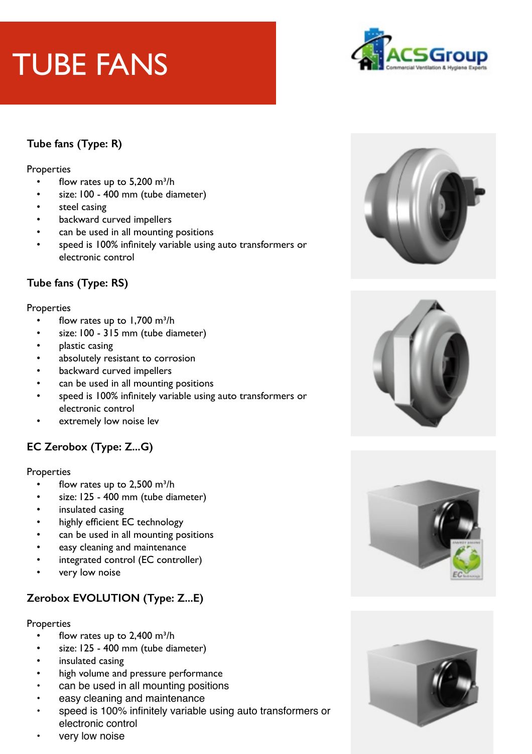# TUBE FANS

### Tube fans (Type: R)

Properties

- flow rates up to 5,200 $m^3/h$
- size: 100 - 400 mm (tube diameter)
- steel casing
- backward curved impellers
- can be used in all mounting positions
- speed is 100% infinitely variable using auto transformers or electronic control

### Tube fans (Type: RS)

Properties

- flow rates up to 1,700 $m^3/h$
- size: 100 - 315 mm (tube diameter)
- plastic casing
- absolutely resistant to corrosion
- backward curved impellers
- can be used in all mounting positions
- speed is 100% infinitely variable using auto transformers or electronic control
- extremely low noise lev

### EC Zerobox (Type: Z...G)

Properties

- flow rates up to 2,500 $m^3/h$
- size: 125 - 400 mm (tube diameter)
- insulated casing
- highly efficient EC technology
- can be used in all mounting positions
- easy cleaning and maintenance
- integrated control (EC controller)
- very low noise

### Zerobox EVOLUTION (Type: Z...E)

Properties

- flow rates up to 2,400 $m^3/h$
- size: 125 - 400 mm (tube diameter)
- insulated casing
- high volume and pressure performance
- can be used in all mounting positions
- easy cleaning and maintenance
- speed is 100% infinitely variable using auto transformers or electronic control
- very low noise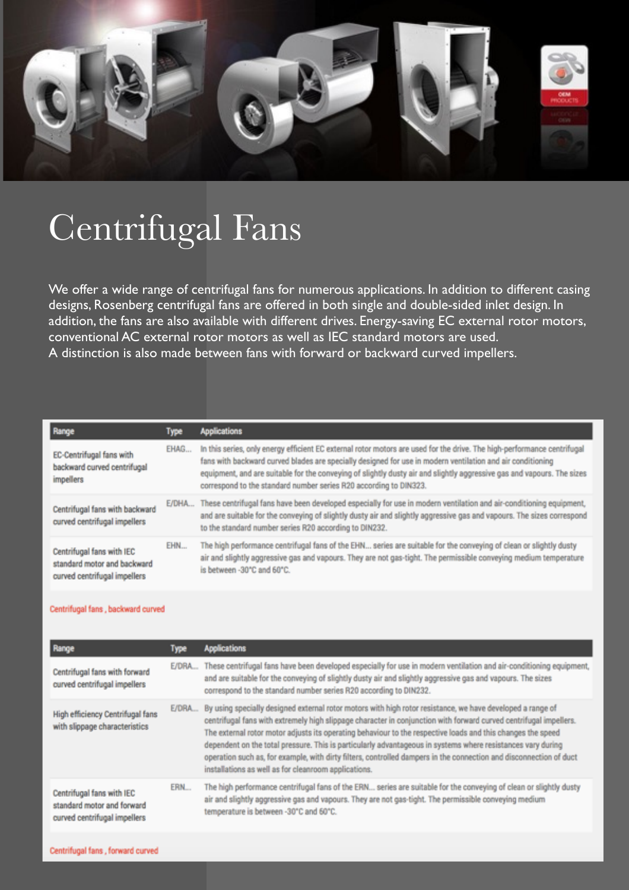# Centrifugal Fans

We offer a wide range of centrifugal fans for numerous applications. In addition to different casing designs, Rosenberg centrifugal fans are offered in both single and double-sided inlet design. In addition, the fans are also available with different drives. Energy-saving EC external rotor motors, conventional AC external rotor motors as well as IEC standard motors are used.
A distinction is also made between fans with forward or backward curved impellers.

| Range | Type | Applications |
|---|---|---|
| EC-Centrifugal fans with backward curved centrifugal impellers | EHAG... | In this series, only energy efficient EC external rotor motors are used for the drive. The high-performance centrifugal fans with backward curved blades are specially designed for use in modern ventilation and air conditioning equipment, and are suitable for the conveying of slightly dusty air and slightly aggressive gas and vapours. The sizes correspond to the standard number series R20 according to DIN323. |
| Centrifugal fans with backward curved centrifugal impellers | E/DHA... | These centrifugal fans have been developed especially for use in modern ventilation and air-conditioning equipment, and are suitable for the conveying of slightly dusty air and slightly aggressive gas and vapours. The sizes correspond to the standard number series R20 according to DIN232. |
| Centrifugal fans with IEC standard motor and backward curved centrifugal impellers | EHN... | The high performance centrifugal fans of the EHN... series are suitable for the conveying of clean or slightly dusty air and slightly aggressive gas and vapours. They are not gas-tight. The permissible conveying medium temperature is between -30°C and 60°C. |

Centrifugal fans , backward curved

| Range | Type | Applications |
|---|---|---|
| Centrifugal fans with forward curved centrifugal impellers | E/DRA... | These centrifugal fans have been developed especially for use in modern ventilation and air-conditioning equipment, and are suitable for the conveying of slightly dusty air and slightly aggressive gas and vapours. The sizes correspond to the standard number series R20 according to DIN232. |
| High efficiency Centrifugal fans with slippage characteristics | E/DRA... | By using specially designed external rotor motors with high rotor resistance, we have developed a range of centrifugal fans with extremely high slippage character in conjunction with forward curved centrifugal impellers. The external rotor motor adjusts its operating behaviour to the respective loads and this changes the speed dependent on the total pressure. This is particularly advantageous in systems where resistances vary during operation such as, for example, with dirty filters, controlled dampers in the connection and disconnection of duct installations as well as for cleanroom applications. |
| Centrifugal fans with IEC standard motor and forward curved centrifugal impellers | ERN... | The high performance centrifugal fans of the ERN... series are suitable for the conveying of clean or slightly dusty air and slightly aggressive gas and vapours. They are not gas-tight. The permissible conveying medium temperature is between -30°C and 60°C. |

Centrifugal fans , forward curved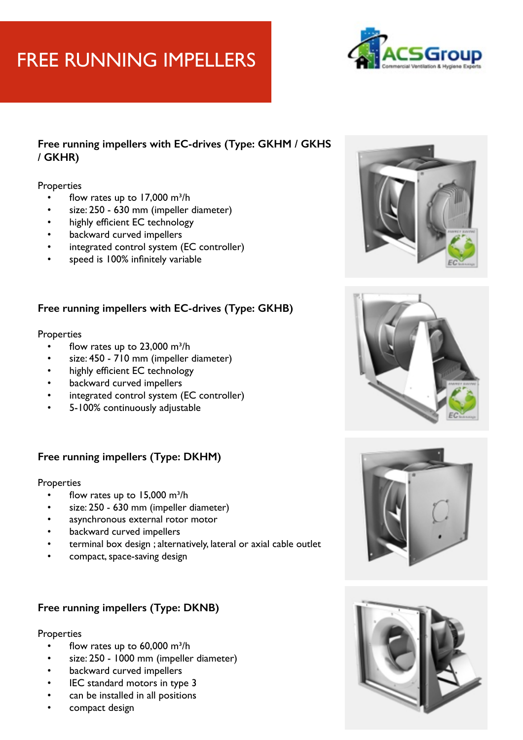# FREE RUNNING IMPELLERS

## Free running impellers with EC-drives (Type: GKHM / GKHS / GKHR)

Properties

- flow rates up to 17,000 $m^3/h$
- size: 250 - 630 mm (impeller diameter)
- highly efficient EC technology
- backward curved impellers
- integrated control system (EC controller)
- speed is 100% infinitely variable

## Free running impellers with EC-drives (Type: GKHB)

Properties

- flow rates up to 23,000 $m^3/h$
- size: 450 - 710 mm (impeller diameter)
- highly efficient EC technology
- backward curved impellers
- integrated control system (EC controller)
- 5-100% continuously adjustable

## Free running impellers (Type: DKHM)

Properties

- flow rates up to 15,000 $m^3/h$
- size: 250 - 630 mm (impeller diameter)
- asynchronous external rotor motor
- backward curved impellers
- terminal box design ; alternatively, lateral or axial cable outlet
- compact, space-saving design

## Free running impellers (Type: DKNB)

Properties

- flow rates up to 60,000 $m^3/h$
- size: 250 - 1000 mm (impeller diameter)
- backward curved impellers
- IEC standard motors in type 3
- can be installed in all positions
- compact design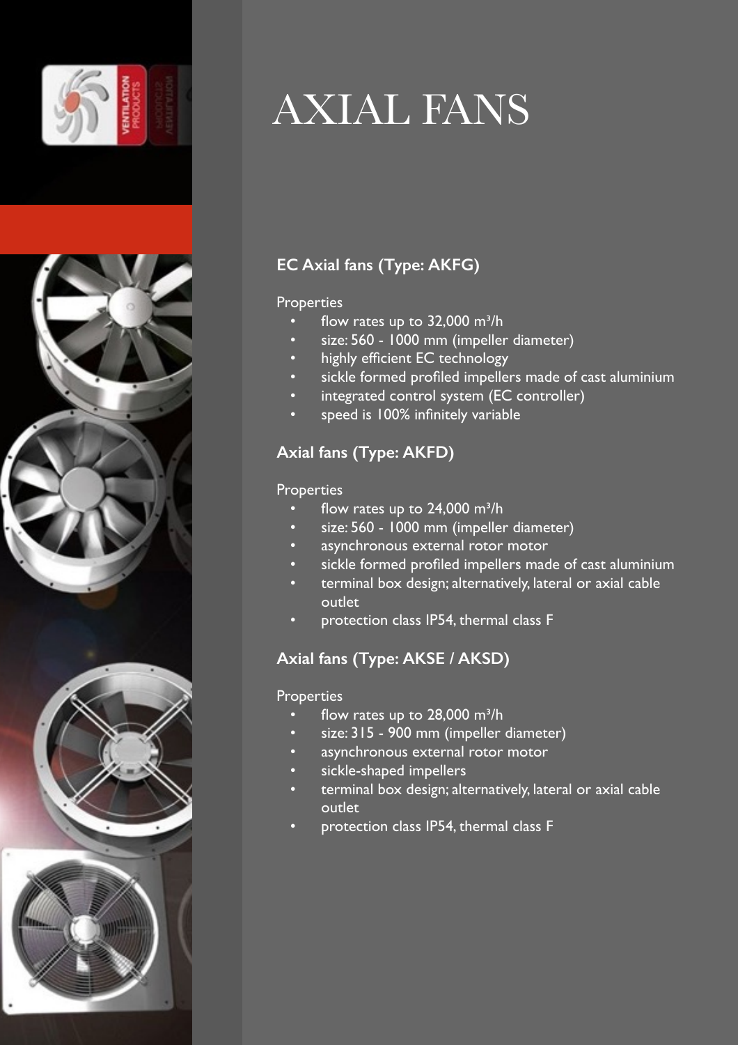# AXIAL FANS

### EC Axial fans (Type: AKFG)

Properties

- flow rates up to 32,000 $m^3/h$
- size: 560 - 1000 mm (impeller diameter)
- highly efficient EC technology
- sickle formed profiled impellers made of cast aluminium
- integrated control system (EC controller)
- speed is 100% infinitely variable

### Axial fans (Type: AKFD)

Properties

- flow rates up to 24,000 $m^3/h$
- size: 560 - 1000 mm (impeller diameter)
- asynchronous external rotor motor
- sickle formed profiled impellers made of cast aluminium
- terminal box design; alternatively, lateral or axial cable outlet
- protection class IP54, thermal class F

### Axial fans (Type: AKSE / AKSD)

Properties

- flow rates up to 28,000 $m^3/h$
- size: 315 - 900 mm (impeller diameter)
- asynchronous external rotor motor
- sickle-shaped impellers
- terminal box design; alternatively, lateral or axial cable outlet
- protection class IP54, thermal class F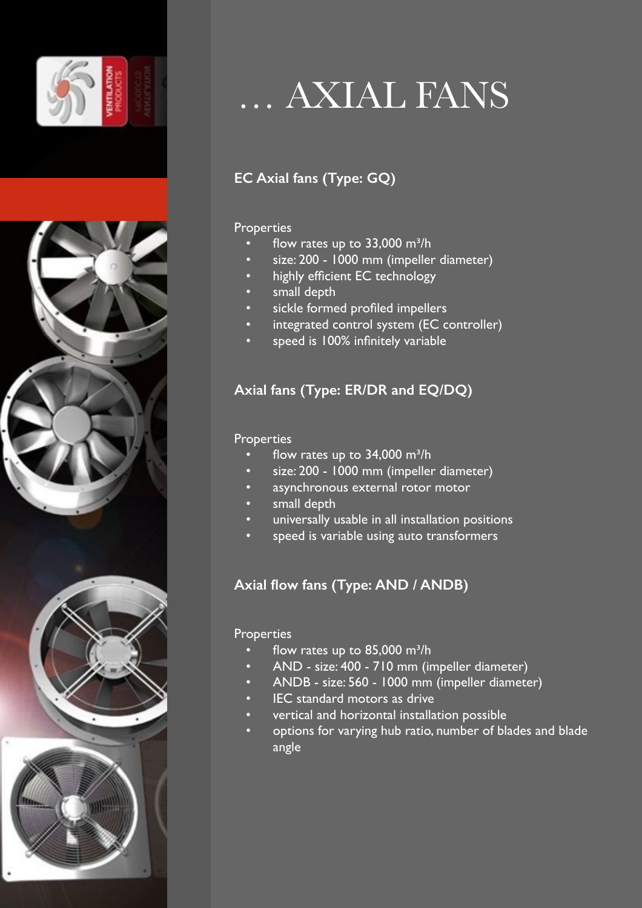# … AXIAL FANS

## EC Axial fans (Type: GQ)

Properties

- flow rates up to 33,000 m³/h
- size: 200 - 1000 mm (impeller diameter)
- highly efficient EC technology
- small depth
- sickle formed profiled impellers
- integrated control system (EC controller)
- speed is 100% infinitely variable

## Axial fans (Type: ER/DR and EQ/DQ)

Properties

- flow rates up to 34,000 m³/h
- size: 200 - 1000 mm (impeller diameter)
- asynchronous external rotor motor
- small depth
- universally usable in all installation positions
- speed is variable using auto transformers

## Axial flow fans (Type: AND / ANDB)

Properties

- flow rates up to 85,000 m³/h
- AND - size: 400 - 710 mm (impeller diameter)
- ANDB - size: 560 - 1000 mm (impeller diameter)
- IEC standard motors as drive
- vertical and horizontal installation possible
- options for varying hub ratio, number of blades and blade angle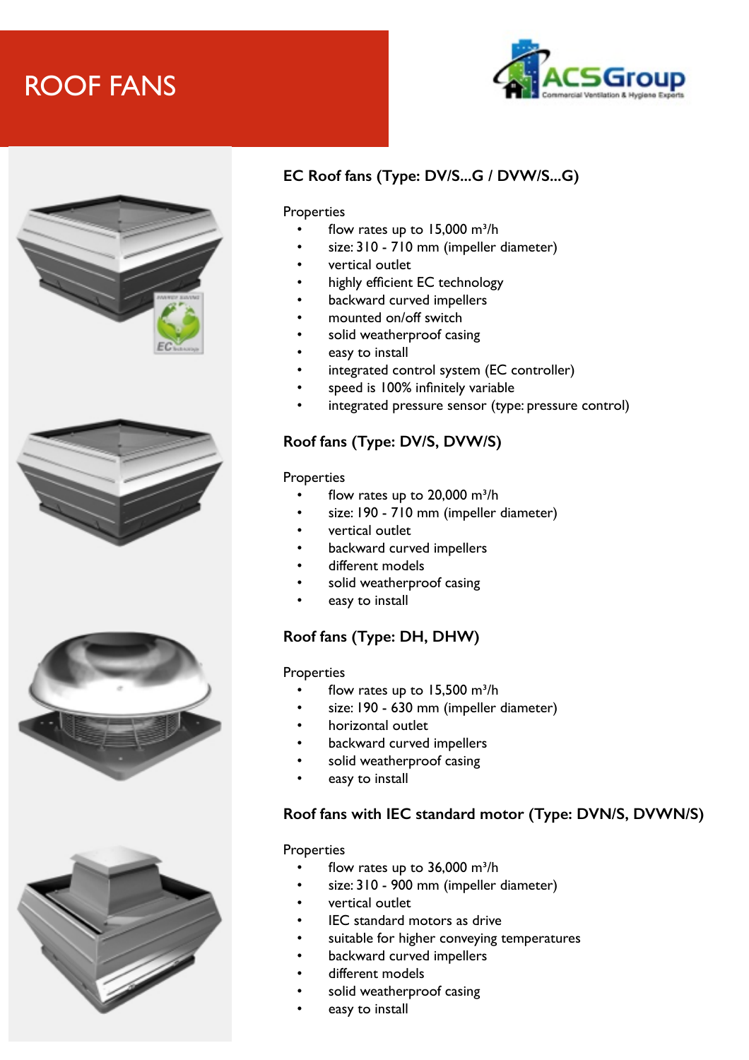# ROOF FANS

## EC Roof fans (Type: DV/S...G / DVW/S...G)

Properties

- flow rates up to 15,000 m³/h
- size: 310 - 710 mm (impeller diameter)
- vertical outlet
- highly efficient EC technology
- backward curved impellers
- mounted on/off switch
- solid weatherproof casing
- easy to install
- integrated control system (EC controller)
- speed is 100% infinitely variable
- integrated pressure sensor (type: pressure control)

## Roof fans (Type: DV/S, DVW/S)

Properties

- flow rates up to 20,000 m³/h
- size: 190 - 710 mm (impeller diameter)
- vertical outlet
- backward curved impellers
- different models
- solid weatherproof casing
- easy to install

## Roof fans (Type: DH, DHW)

Properties

- flow rates up to 15,500 m³/h
- size: 190 - 630 mm (impeller diameter)
- horizontal outlet
- backward curved impellers
- solid weatherproof casing
- easy to install

## Roof fans with IEC standard motor (Type: DVN/S, DVWN/S)

Properties

- flow rates up to 36,000 m³/h
- size: 310 - 900 mm (impeller diameter)
- vertical outlet
- IEC standard motors as drive
- suitable for higher conveying temperatures
- backward curved impellers
- different models
- solid weatherproof casing
- easy to install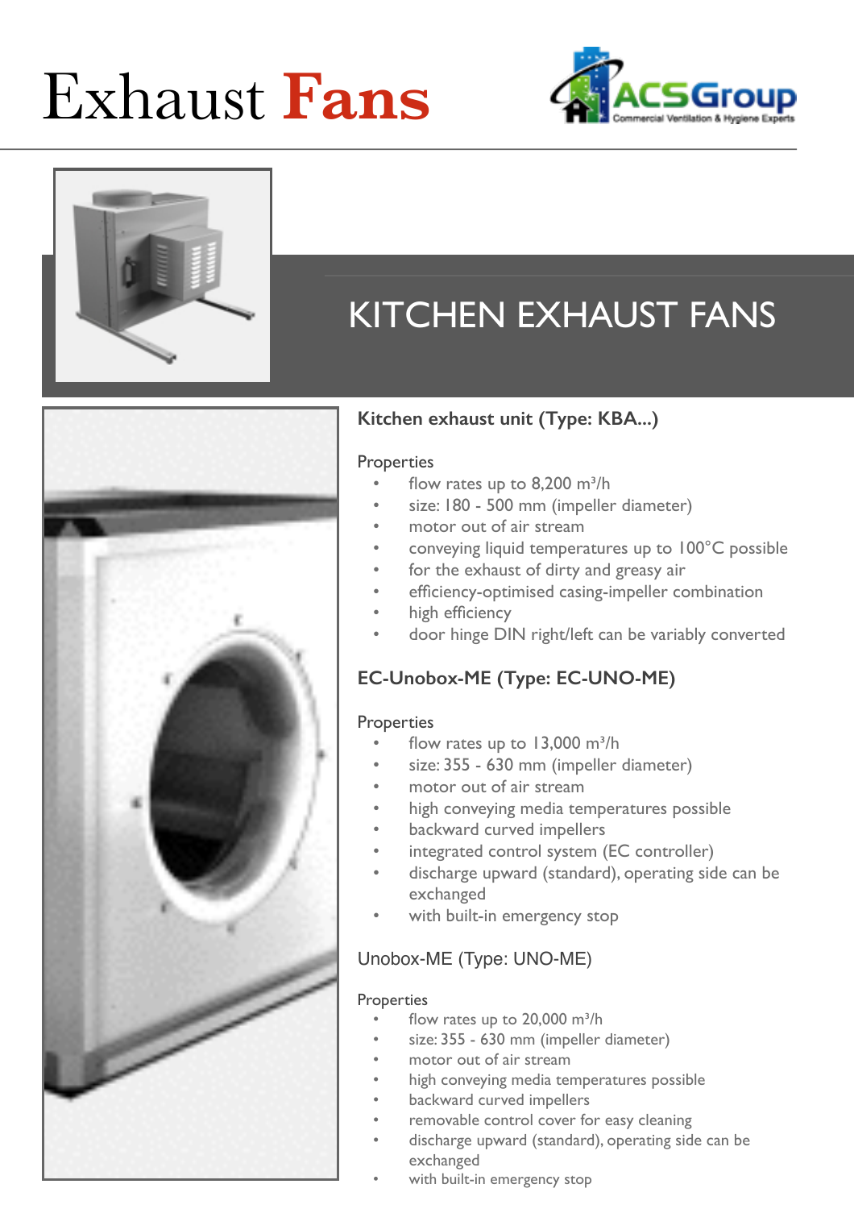# Exhaust Fans

## KITCHEN EXHAUST FANS

### Kitchen exhaust unit (Type: KBA...)

Properties

- flow rates up to 8,200 m³/h
- size: 180 - 500 mm (impeller diameter)
- motor out of air stream
- conveying liquid temperatures up to 100°C possible
- for the exhaust of dirty and greasy air
- efficiency-optimised casing-impeller combination
- high efficiency
- door hinge DIN right/left can be variably converted

### EC-Unobox-ME (Type: EC-UNO-ME)

Properties

- flow rates up to 13,000 m³/h
- size: 355 - 630 mm (impeller diameter)
- motor out of air stream
- high conveying media temperatures possible
- backward curved impellers
- integrated control system (EC controller)
- discharge upward (standard), operating side can be exchanged
- with built-in emergency stop

### Unobox-ME (Type: UNO-ME)

Properties

- flow rates up to 20,000 m³/h
- size: 355 - 630 mm (impeller diameter)
- motor out of air stream
- high conveying media temperatures possible
- backward curved impellers
- removable control cover for easy cleaning
- discharge upward (standard), operating side can be exchanged
- with built-in emergency stop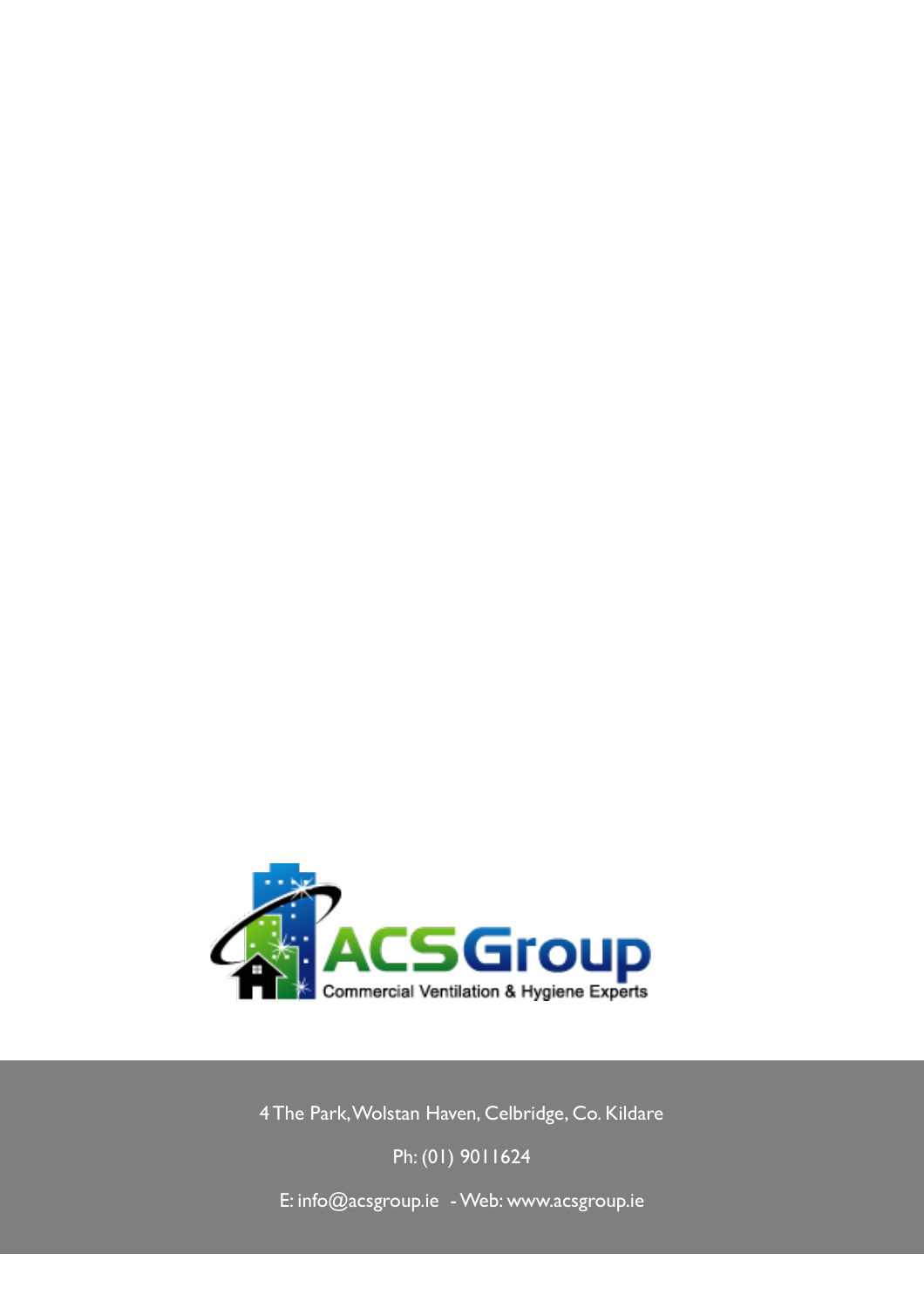ACS Group

Commercial Ventilation & Hygiene Experts

4 The Park, Wolstan Haven, Celbridge, Co. Kildare

Ph: (01) 9011624

E: info@acsgroup.ie - Web: www.acsgroup.ie